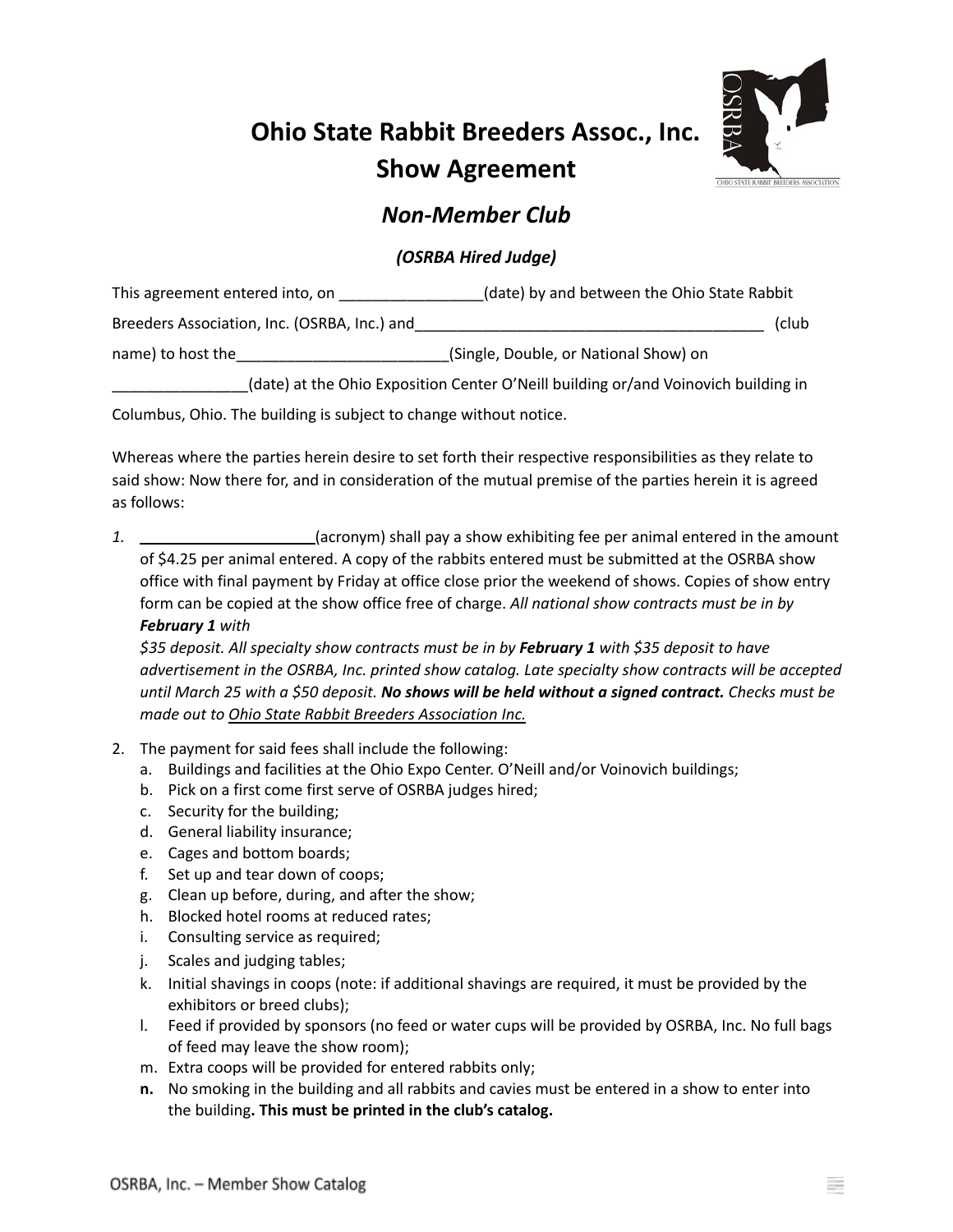# Ohio State Rabbit Breeders Assoc., Inc.
# Show Agreement

## *Non-Member Club*

### *(OSRBA Hired Judge)*

This agreement entered into, on _________________(date) by and between the Ohio State Rabbit Breeders Association, Inc. (OSRBA, Inc.) and__________________________________________ (club name) to host the_________________________(Single, Double, or National Show) on ________________(date) at the Ohio Exposition Center O'Neill building or/and Voinovich building in Columbus, Ohio. The building is subject to change without notice.

Whereas where the parties herein desire to set forth their respective responsibilities as they relate to said show: Now there for, and in consideration of the mutual premise of the parties herein it is agreed as follows:

1. ____________________(acronym) shall pay a show exhibiting fee per animal entered in the amount of $4.25 per animal entered. A copy of the rabbits entered must be submitted at the OSRBA show office with final payment by Friday at office close prior the weekend of shows. Copies of show entry form can be copied at the show office free of charge. *All national show contracts must be in by **February 1** with $35 deposit. All specialty show contracts must be in by **February 1** with $35 deposit to have advertisement in the OSRBA, Inc. printed show catalog. Late specialty show contracts will be accepted until March 25 with a $50 deposit.* ***No shows will be held without a signed contract.*** *Checks must be made out to* *<u>Ohio State Rabbit Breeders Association Inc.</u>*

2. The payment for said fees shall include the following:
   a. Buildings and facilities at the Ohio Expo Center. O'Neill and/or Voinovich buildings;
   b. Pick on a first come first serve of OSRBA judges hired;
   c. Security for the building;
   d. General liability insurance;
   e. Cages and bottom boards;
   f. Set up and tear down of coops;
   g. Clean up before, during, and after the show;
   h. Blocked hotel rooms at reduced rates;
   i. Consulting service as required;
   j. Scales and judging tables;
   k. Initial shavings in coops (note: if additional shavings are required, it must be provided by the exhibitors or breed clubs);
   l. Feed if provided by sponsors (no feed or water cups will be provided by OSRBA, Inc. No full bags of feed may leave the show room);
   m. Extra coops will be provided for entered rabbits only;
   **n.** No smoking in the building and all rabbits and cavies must be entered in a show to enter into the building**. This must be printed in the club's catalog.**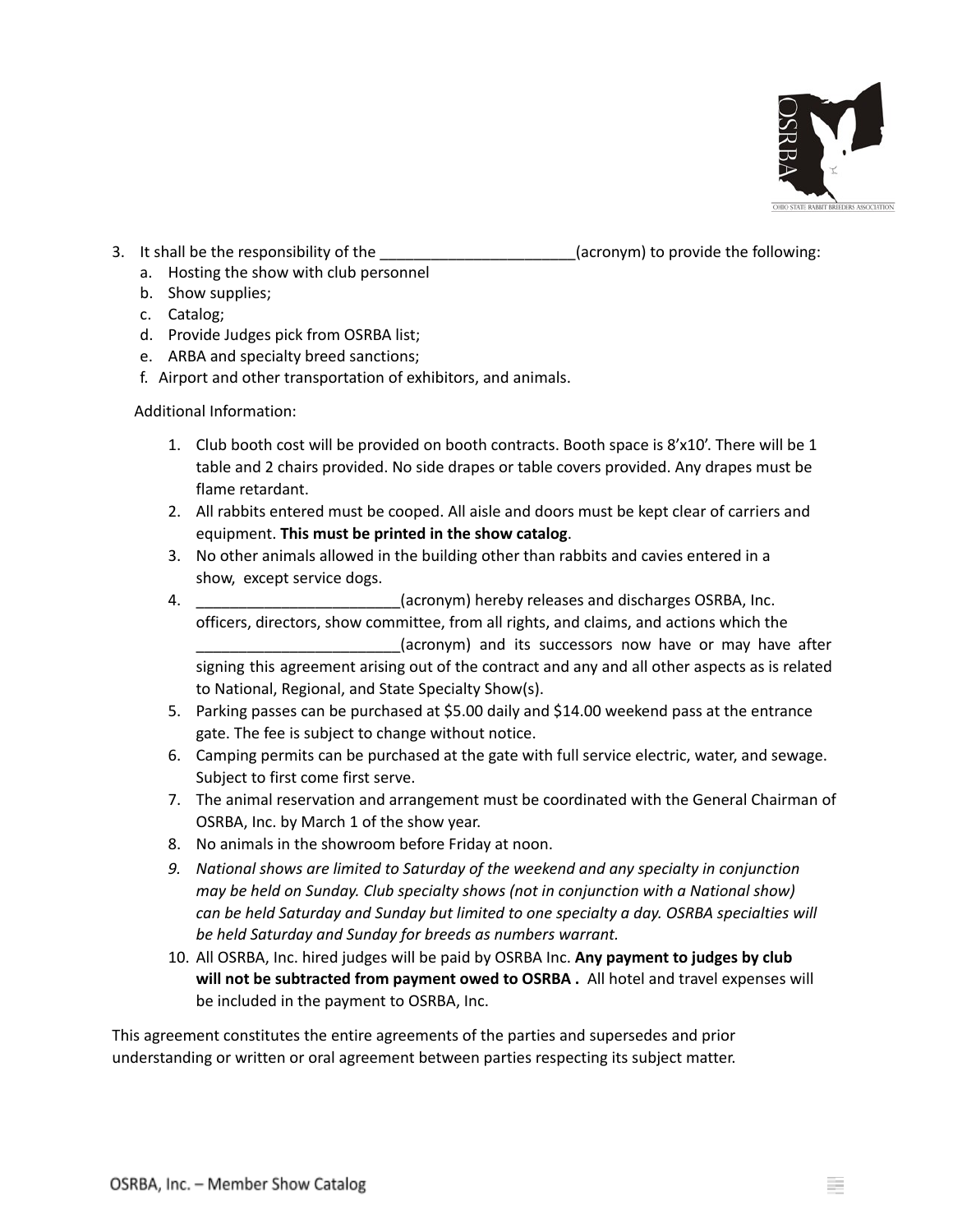3. It shall be the responsibility of the _______________________(acronym) to provide the following:
    a. Hosting the show with club personnel
    b. Show supplies;
    c. Catalog;
    d. Provide Judges pick from OSRBA list;
    e. ARBA and specialty breed sanctions;
    f. Airport and other transportation of exhibitors, and animals.

Additional Information:

1. Club booth cost will be provided on booth contracts. Booth space is 8'x10'. There will be 1 table and 2 chairs provided. No side drapes or table covers provided. Any drapes must be flame retardant.
2. All rabbits entered must be cooped. All aisle and doors must be kept clear of carriers and equipment. **This must be printed in the show catalog**.
3. No other animals allowed in the building other than rabbits and cavies entered in a show, except service dogs.
4. ________________________(acronym) hereby releases and discharges OSRBA, Inc. officers, directors, show committee, from all rights, and claims, and actions which the ________________________(acronym) and its successors now have or may have after signing this agreement arising out of the contract and any and all other aspects as is related to National, Regional, and State Specialty Show(s).
5. Parking passes can be purchased at $5.00 daily and $14.00 weekend pass at the entrance gate. The fee is subject to change without notice.
6. Camping permits can be purchased at the gate with full service electric, water, and sewage. Subject to first come first serve.
7. The animal reservation and arrangement must be coordinated with the General Chairman of OSRBA, Inc. by March 1 of the show year.
8. No animals in the showroom before Friday at noon.
9. *National shows are limited to Saturday of the weekend and any specialty in conjunction may be held on Sunday. Club specialty shows (not in conjunction with a National show) can be held Saturday and Sunday but limited to one specialty a day. OSRBA specialties will be held Saturday and Sunday for breeds as numbers warrant.*
10. All OSRBA, Inc. hired judges will be paid by OSRBA Inc. **Any payment to judges by club will not be subtracted from payment owed to OSRBA .** All hotel and travel expenses will be included in the payment to OSRBA, Inc.

This agreement constitutes the entire agreements of the parties and supersedes and prior understanding or written or oral agreement between parties respecting its subject matter.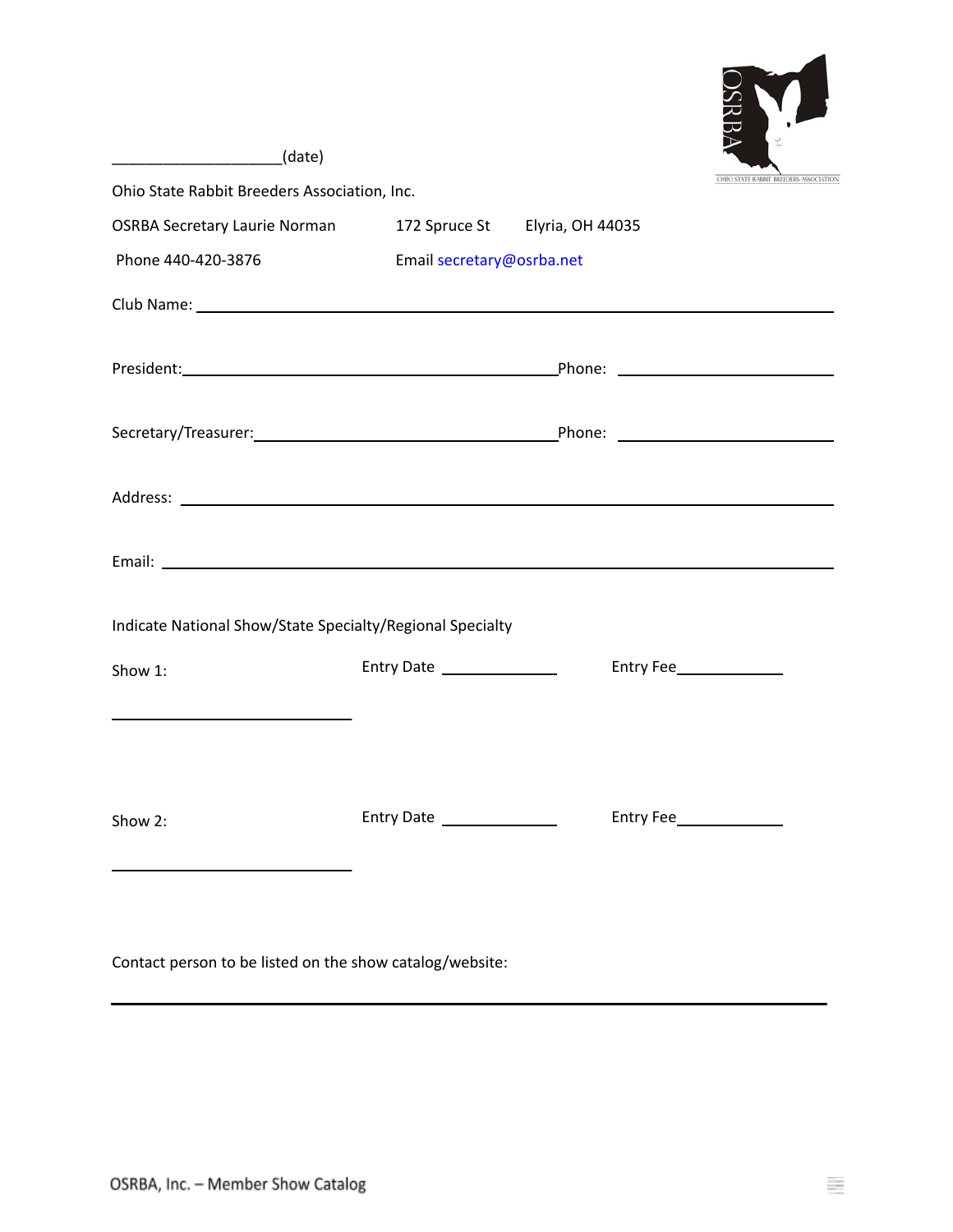____________________(date)

Ohio State Rabbit Breeders Association, Inc.

OSRBA Secretary Laurie Norman 172 Spruce St Elyria, OH 44035

Phone 440-420-3876 Email secretary@osrba.net

Club Name: ____________________________________________

President: ______________________________ Phone: ____________________

Secretary/Treasurer: ______________________________ Phone: ____________________

Address: ____________________________________________

Email: ____________________________________________

Indicate National Show/State Specialty/Regional Specialty

Show 1: Entry Date ____________ Entry Fee____________

______________________________

Show 2: Entry Date ____________ Entry Fee____________

______________________________

Contact person to be listed on the show catalog/website:

____________________________________________